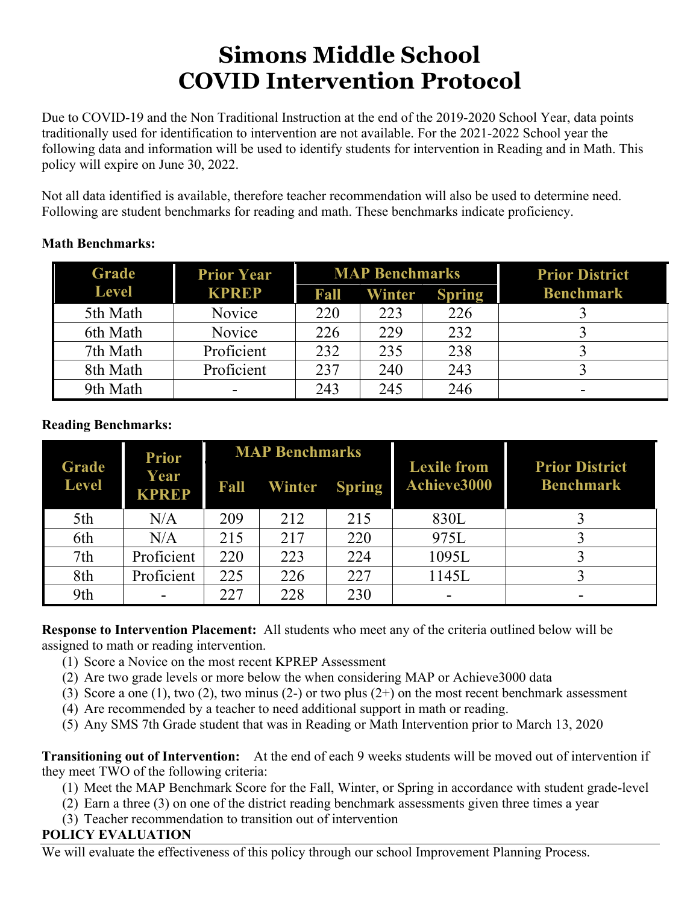# Simons Middle School
# COVID Intervention Protocol

Due to COVID-19 and the Non Traditional Instruction at the end of the 2019-2020 School Year, data points traditionally used for identification to intervention are not available. For the 2021-2022 School year the following data and information will be used to identify students for intervention in Reading and in Math. This policy will expire on June 30, 2022.

Not all data identified is available, therefore teacher recommendation will also be used to determine need. Following are student benchmarks for reading and math. These benchmarks indicate proficiency.

**Math Benchmarks:**

| Grade Level | Prior Year KPREP | MAP Benchmarks | | | Prior District Benchmark |
|---|---|---|---|---|---|
| | | Fall | Winter | Spring | |
| 5th Math | Novice | 220 | 223 | 226 | 3 |
| 6th Math | Novice | 226 | 229 | 232 | 3 |
| 7th Math | Proficient | 232 | 235 | 238 | 3 |
| 8th Math | Proficient | 237 | 240 | 243 | 3 |
| 9th Math | - | 243 | 245 | 246 | - |

**Reading Benchmarks:**

| Grade Level | Prior Year KPREP | MAP Benchmarks | | | Lexile from Achieve3000 | Prior District Benchmark |
|---|---|---|---|---|---|---|
| | | Fall | Winter | Spring | | |
| 5th | N/A | 209 | 212 | 215 | 830L | 3 |
| 6th | N/A | 215 | 217 | 220 | 975L | 3 |
| 7th | Proficient | 220 | 223 | 224 | 1095L | 3 |
| 8th | Proficient | 225 | 226 | 227 | 1145L | 3 |
| 9th | - | 227 | 228 | 230 | - | - |

**Response to Intervention Placement:** All students who meet any of the criteria outlined below will be assigned to math or reading intervention.

1. Score a Novice on the most recent KPREP Assessment
2. Are two grade levels or more below the when considering MAP or Achieve3000 data
3. Score a one (1), two (2), two minus (2-) or two plus (2+) on the most recent benchmark assessment
4. Are recommended by a teacher to need additional support in math or reading.
5. Any SMS 7th Grade student that was in Reading or Math Intervention prior to March 13, 2020

**Transitioning out of Intervention:** At the end of each 9 weeks students will be moved out of intervention if they meet TWO of the following criteria:

1. Meet the MAP Benchmark Score for the Fall, Winter, or Spring in accordance with student grade-level
2. Earn a three (3) on one of the district reading benchmark assessments given three times a year
3. Teacher recommendation to transition out of intervention

**POLICY EVALUATION**

We will evaluate the effectiveness of this policy through our school Improvement Planning Process.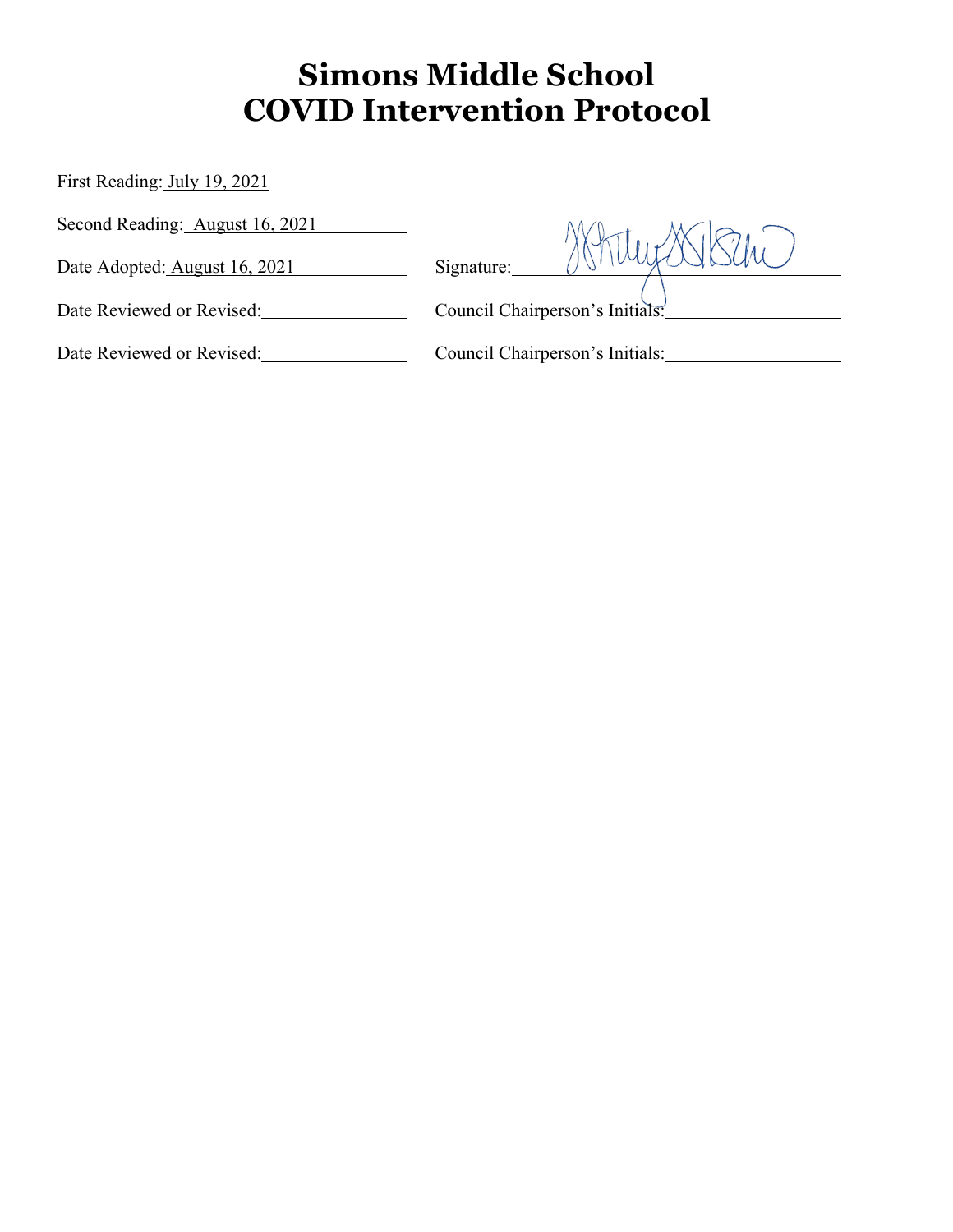# Simons Middle School
# COVID Intervention Protocol

First Reading: July 19, 2021

Second Reading: August 16, 2021

Date Adopted: August 16, 2021 Signature: ____________________

Date Reviewed or Revised: ____________ Council Chairperson's Initials: ____________

Date Reviewed or Revised: ____________ Council Chairperson's Initials: ____________